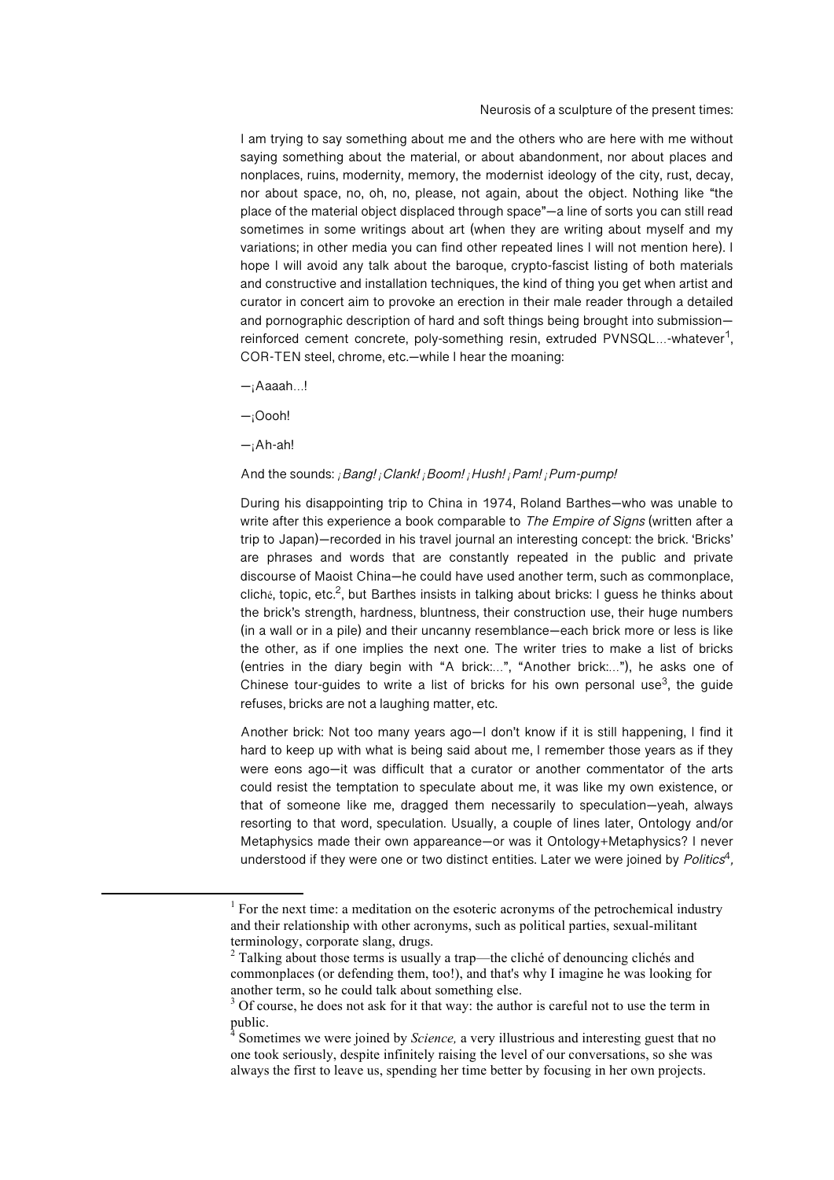Neurosis of a sculpture of the present times:

I am trying to say something about me and the others who are here with me without saying something about the material, or about abandonment, nor about places and nonplaces, ruins, modernity, memory, the modernist ideology of the city, rust, decay, nor about space, no, oh, no, please, not again, about the object. Nothing like "the place of the material object displaced through space"—a line of sorts you can still read sometimes in some writings about art (when they are writing about myself and my variations; in other media you can find other repeated lines I will not mention here). I hope I will avoid any talk about the baroque, crypto-fascist listing of both materials and constructive and installation techniques, the kind of thing you get when artist and curator in concert aim to provoke an erection in their male reader through a detailed and pornographic description of hard and soft things being brought into submission—reinforced cement concrete, poly-something resin, extruded PVNSQL...-whatever[1], COR-TEN steel, chrome, etc.—while I hear the moaning:

—¡Aaaah...!

—¡Oooh!

—¡Ah-ah!

And the sounds: *¡Bang! ¡Clank! ¡Boom! ¡Hush! ¡Pam! ¡Pum-pump!*

During his disappointing trip to China in 1974, Roland Barthes—who was unable to write after this experience a book comparable to *The Empire of Signs* (written after a trip to Japan)—recorded in his travel journal an interesting concept: the brick. 'Bricks' are phrases and words that are constantly repeated in the public and private discourse of Maoist China—he could have used another term, such as commonplace, cliché, topic, etc.[2], but Barthes insists in talking about bricks: I guess he thinks about the brick's strength, hardness, bluntness, their construction use, their huge numbers (in a wall or in a pile) and their uncanny resemblance—each brick more or less is like the other, as if one implies the next one. The writer tries to make a list of bricks (entries in the diary begin with "A brick:...", "Another brick:..."), he asks one of Chinese tour-guides to write a list of bricks for his own personal use[3], the guide refuses, bricks are not a laughing matter, etc.

Another brick: Not too many years ago—I don't know if it is still happening, I find it hard to keep up with what is being said about me, I remember those years as if they were eons ago—it was difficult that a curator or another commentator of the arts could resist the temptation to speculate about me, it was like my own existence, or that of someone like me, dragged them necessarily to speculation—yeah, always resorting to that word, speculation. Usually, a couple of lines later, Ontology and/or Metaphysics made their own appareance—or was it Ontology+Metaphysics? I never understood if they were one or two distinct entities. Later we were joined by *Politics*[4],

[1] For the next time: a meditation on the esoteric acronyms of the petrochemical industry and their relationship with other acronyms, such as political parties, sexual-militant terminology, corporate slang, drugs.

[2] Talking about those terms is usually a trap—the cliché of denouncing clichés and commonplaces (or defending them, too!), and that's why I imagine he was looking for another term, so he could talk about something else.

[3] Of course, he does not ask for it that way: the author is careful not to use the term in public.

[4] Sometimes we were joined by *Science,* a very illustrious and interesting guest that no one took seriously, despite infinitely raising the level of our conversations, so she was always the first to leave us, spending her time better by focusing in her own projects.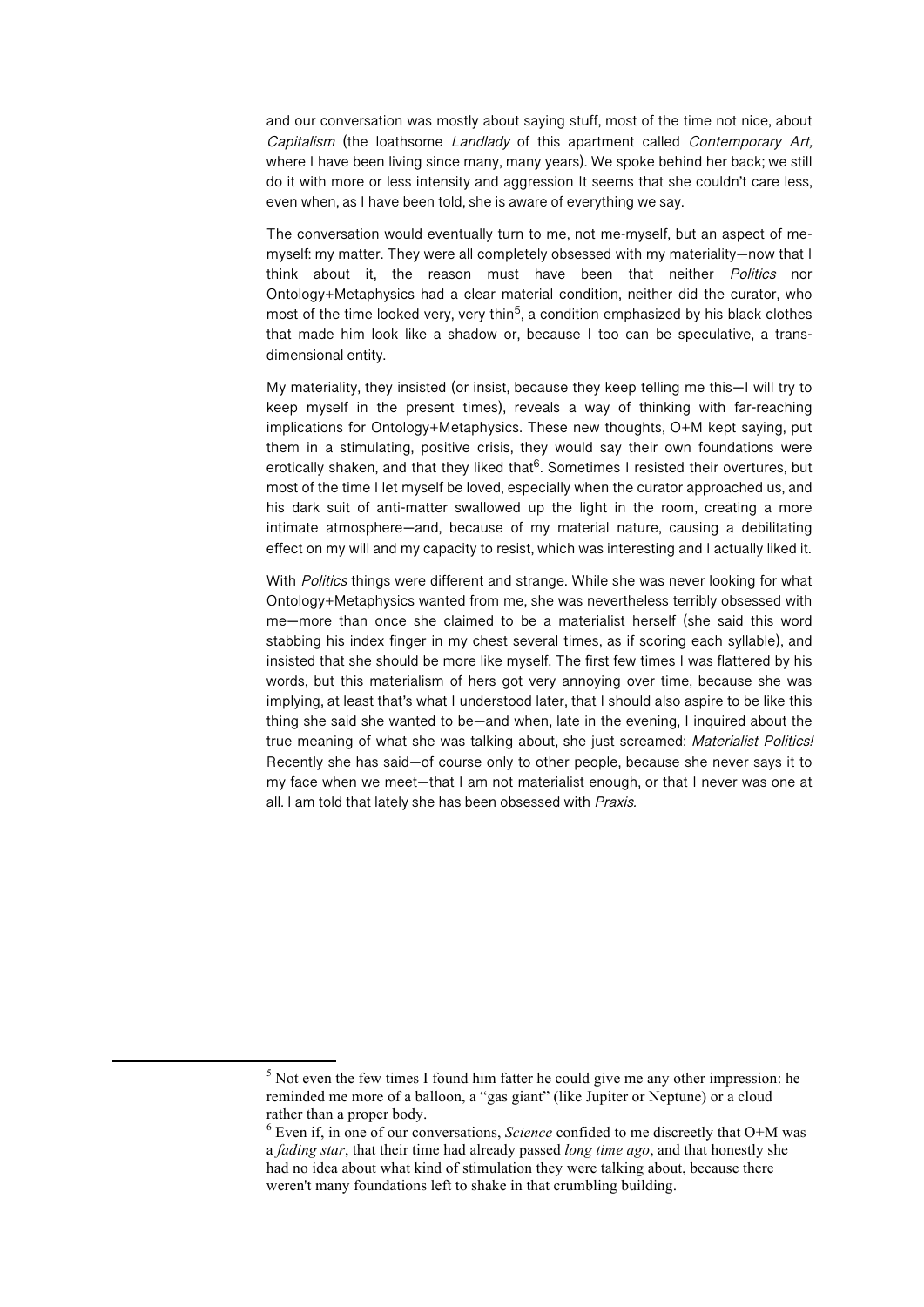and our conversation was mostly about saying stuff, most of the time not nice, about *Capitalism* (the loathsome *Landlady* of this apartment called *Contemporary Art,* where I have been living since many, many years). We spoke behind her back; we still do it with more or less intensity and aggression It seems that she couldn't care less, even when, as I have been told, she is aware of everything we say.

The conversation would eventually turn to me, not me-myself, but an aspect of me-myself: my matter. They were all completely obsessed with my materiality—now that I think about it, the reason must have been that neither *Politics* nor Ontology+Metaphysics had a clear material condition, neither did the curator, who most of the time looked very, very thin[5], a condition emphasized by his black clothes that made him look like a shadow or, because I too can be speculative, a trans-dimensional entity.

My materiality, they insisted (or insist, because they keep telling me this—I will try to keep myself in the present times), reveals a way of thinking with far-reaching implications for Ontology+Metaphysics. These new thoughts, O+M kept saying, put them in a stimulating, positive crisis, they would say their own foundations were erotically shaken, and that they liked that[6]. Sometimes I resisted their overtures, but most of the time I let myself be loved, especially when the curator approached us, and his dark suit of anti-matter swallowed up the light in the room, creating a more intimate atmosphere—and, because of my material nature, causing a debilitating effect on my will and my capacity to resist, which was interesting and I actually liked it.

With *Politics* things were different and strange. While she was never looking for what Ontology+Metaphysics wanted from me, she was nevertheless terribly obsessed with me—more than once she claimed to be a materialist herself (she said this word stabbing his index finger in my chest several times, as if scoring each syllable), and insisted that she should be more like myself. The first few times I was flattered by his words, but this materialism of hers got very annoying over time, because she was implying, at least that's what I understood later, that I should also aspire to be like this thing she said she wanted to be—and when, late in the evening, I inquired about the true meaning of what she was talking about, she just screamed: *Materialist Politics!* Recently she has said—of course only to other people, because she never says it to my face when we meet—that I am not materialist enough, or that I never was one at all. I am told that lately she has been obsessed with *Praxis*.

---

[5] Not even the few times I found him fatter he could give me any other impression: he reminded me more of a balloon, a "gas giant" (like Jupiter or Neptune) or a cloud rather than a proper body.

[6] Even if, in one of our conversations, *Science* confided to me discreetly that O+M was a *fading star*, that their time had already passed *long time ago*, and that honestly she had no idea about what kind of stimulation they were talking about, because there weren't many foundations left to shake in that crumbling building.